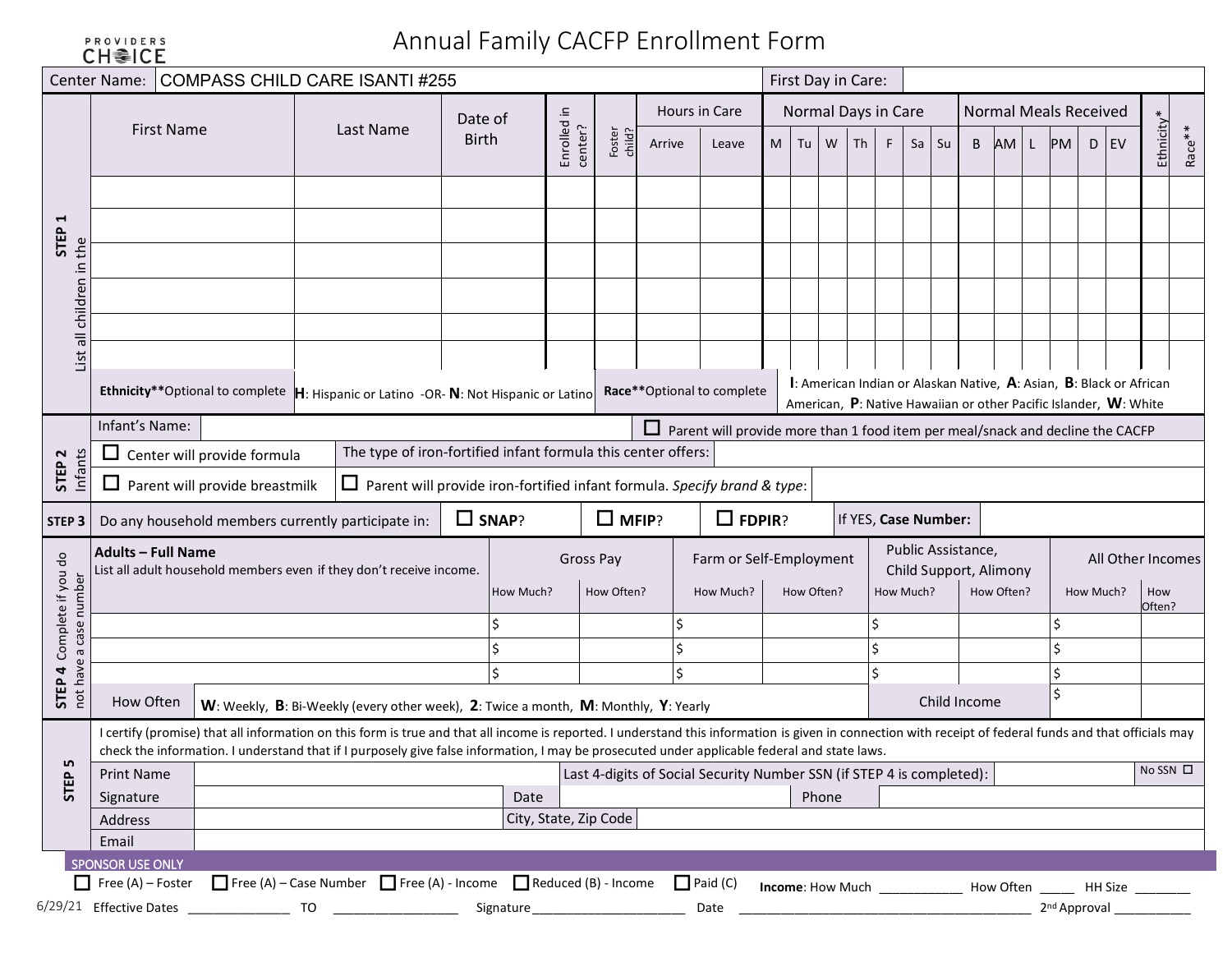PROVIDERS CHOICE

# Annual Family CACFP Enrollment Form

| Center Name: | COMPASS CHILD CARE ISANTI #255 | First Day in Care: | |
|---|---|---|---|

## STEP 1 – List all children in the

| First Name | Last Name | Date of Birth | Enrolled in center? | Foster child? | Hours in Care – Arrive | Hours in Care – Leave | M | Tu | W | Th | F | Sa | Su | B | AM | L | PM | D | EV | Ethnicity* | Race** |
|---|---|---|---|---|---|---|---|---|---|---|---|---|---|---|---|---|---|---|---|---|---|
| | | | | | | | | | | | | | | | | | | | | | |
| | | | | | | | | | | | | | | | | | | | | | |
| | | | | | | | | | | | | | | | | | | | | | |
| | | | | | | | | | | | | | | | | | | | | | |
| | | | | | | | | | | | | | | | | | | | | | |
| | | | | | | | | | | | | | | | | | | | | | |

Columns "Normal Days in Care": M, Tu, W, Th, F, Sa, Su. Columns "Normal Meals Received": B, AM, L, PM, D, EV.

**Ethnicity****Optional to complete **H**: Hispanic or Latino -OR- **N**: Not Hispanic or Latino

**Race****Optional to complete **I**: American Indian or Alaskan Native, **A**: Asian, **B**: Black or African American, **P**: Native Hawaiian or other Pacific Islander, **W**: White

## STEP 2 – Infants

Infant's Name: ____________ ☐ Parent will provide more than 1 food item per meal/snack and decline the CACFP

☐ Center will provide formula — The type of iron-fortified infant formula this center offers: ____________

☐ Parent will provide breastmilk — ☐ Parent will provide iron-fortified infant formula. *Specify brand & type*: ____________

## STEP 3

Do any household members currently participate in: ☐ **SNAP**? ☐ **MFIP**? ☐ **FDPIR**? If YES, **Case Number:** ____________

## STEP 4 – Complete if you do not have a case number

| **Adults – Full Name** List all adult household members even if they don't receive income. | Gross Pay – How Much? | Gross Pay – How Often? | Farm or Self-Employment – How Much? | Farm or Self-Employment – How Often? | Public Assistance, Child Support, Alimony – How Much? | Public Assistance, Child Support, Alimony – How Often? | All Other Incomes – How Much? | All Other Incomes – How Often? |
|---|---|---|---|---|---|---|---|---|
| | $ | | $ | | $ | | $ | |
| | $ | | $ | | $ | | $ | |
| | $ | | $ | | $ | | $ | |
| | | | | | Child Income | | $ | |

How Often — **W**: Weekly, **B**: Bi-Weekly (every other week), **2**: Twice a month, **M**: Monthly, **Y**: Yearly

## STEP 5

I certify (promise) that all information on this form is true and that all income is reported. I understand this information is given in connection with receipt of federal funds and that officials may check the information. I understand that if I purposely give false information, I may be prosecuted under applicable federal and state laws.

Print Name ____________ Last 4-digits of Social Security Number SSN (if STEP 4 is completed): ____________ No SSN ☐

Signature ____________ Date ____________ Phone ____________

Address ____________ City, State, Zip Code ____________

Email ____________

SPONSOR USE ONLY

☐ Free (A) – Foster ☐ Free (A) – Case Number ☐ Free (A) - Income ☐ Reduced (B) - Income ☐ Paid (C) **Income**: How Much ____________ How Often _____ HH Size ________

6/29/21 Effective Dates _______________ TO __________________ Signature ______________________ Date ____________________________________________ 2nd Approval ___________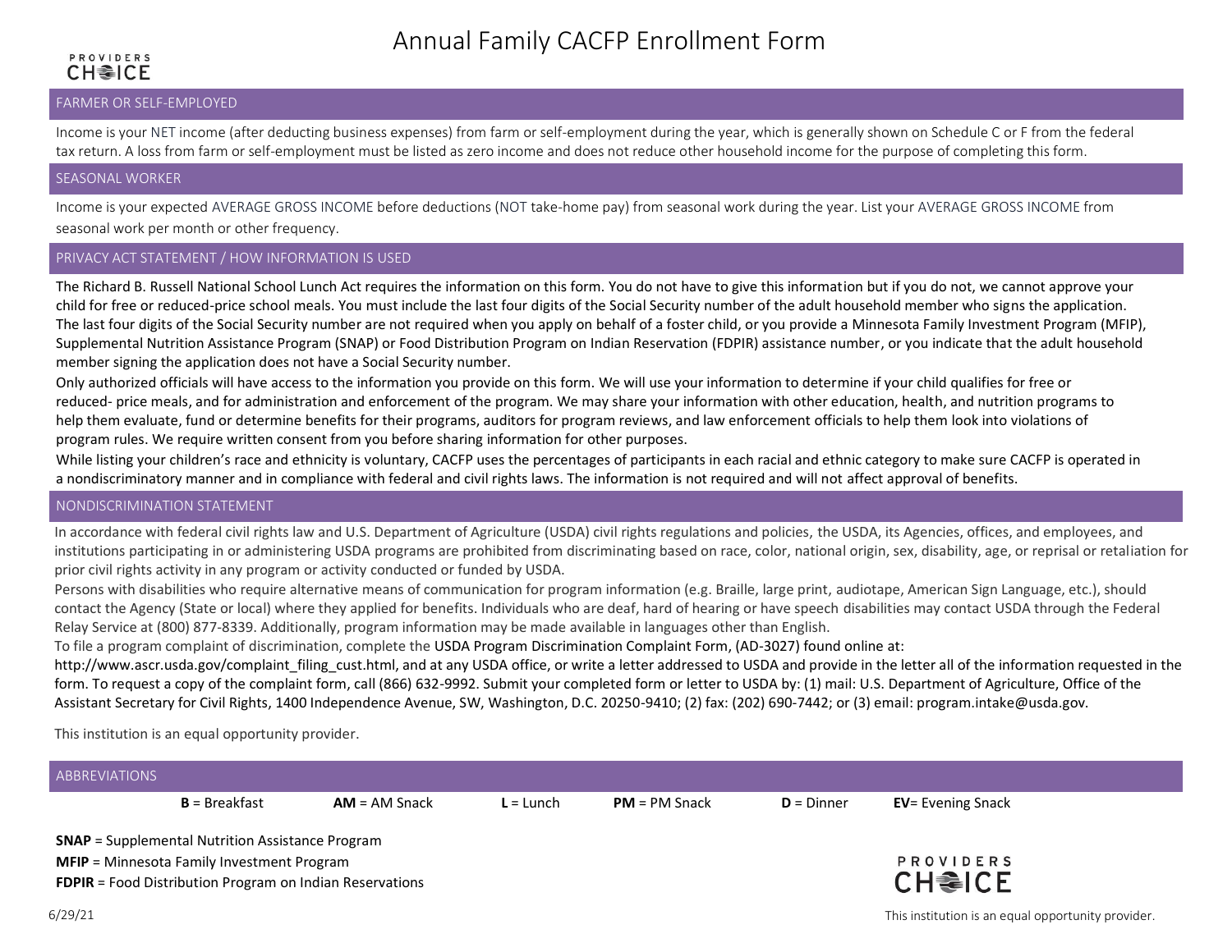# Annual Family CACFP Enrollment Form

PROVIDERS CHOICE

## FARMER OR SELF-EMPLOYED

Income is your NET income (after deducting business expenses) from farm or self-employment during the year, which is generally shown on Schedule C or F from the federal tax return. A loss from farm or self-employment must be listed as zero income and does not reduce other household income for the purpose of completing this form.

## SEASONAL WORKER

Income is your expected AVERAGE GROSS INCOME before deductions (NOT take-home pay) from seasonal work during the year. List your AVERAGE GROSS INCOME from seasonal work per month or other frequency.

## PRIVACY ACT STATEMENT / HOW INFORMATION IS USED

The Richard B. Russell National School Lunch Act requires the information on this form. You do not have to give this information but if you do not, we cannot approve your child for free or reduced-price school meals. You must include the last four digits of the Social Security number of the adult household member who signs the application. The last four digits of the Social Security number are not required when you apply on behalf of a foster child, or you provide a Minnesota Family Investment Program (MFIP), Supplemental Nutrition Assistance Program (SNAP) or Food Distribution Program on Indian Reservation (FDPIR) assistance number, or you indicate that the adult household member signing the application does not have a Social Security number.

Only authorized officials will have access to the information you provide on this form. We will use your information to determine if your child qualifies for free or reduced- price meals, and for administration and enforcement of the program. We may share your information with other education, health, and nutrition programs to help them evaluate, fund or determine benefits for their programs, auditors for program reviews, and law enforcement officials to help them look into violations of program rules. We require written consent from you before sharing information for other purposes.

While listing your children's race and ethnicity is voluntary, CACFP uses the percentages of participants in each racial and ethnic category to make sure CACFP is operated in a nondiscriminatory manner and in compliance with federal and civil rights laws. The information is not required and will not affect approval of benefits.

## NONDISCRIMINATION STATEMENT

In accordance with federal civil rights law and U.S. Department of Agriculture (USDA) civil rights regulations and policies, the USDA, its Agencies, offices, and employees, and institutions participating in or administering USDA programs are prohibited from discriminating based on race, color, national origin, sex, disability, age, or reprisal or retaliation for prior civil rights activity in any program or activity conducted or funded by USDA.

Persons with disabilities who require alternative means of communication for program information (e.g. Braille, large print, audiotape, American Sign Language, etc.), should contact the Agency (State or local) where they applied for benefits. Individuals who are deaf, hard of hearing or have speech disabilities may contact USDA through the Federal Relay Service at (800) 877-8339. Additionally, program information may be made available in languages other than English.

To file a program complaint of discrimination, complete the USDA Program Discrimination Complaint Form, (AD-3027) found online at: http://www.ascr.usda.gov/complaint_filing_cust.html, and at any USDA office, or write a letter addressed to USDA and provide in the letter all of the information requested in the form. To request a copy of the complaint form, call (866) 632-9992. Submit your completed form or letter to USDA by: (1) mail: U.S. Department of Agriculture, Office of the Assistant Secretary for Civil Rights, 1400 Independence Avenue, SW, Washington, D.C. 20250-9410; (2) fax: (202) 690-7442; or (3) email: program.intake@usda.gov.

This institution is an equal opportunity provider.

## ABBREVIATIONS

**B** = Breakfast **AM** = AM Snack **L** = Lunch **PM** = PM Snack **D** = Dinner **EV**= Evening Snack

**SNAP** = Supplemental Nutrition Assistance Program

**MFIP** = Minnesota Family Investment Program

**FDPIR** = Food Distribution Program on Indian Reservations

PROVIDERS CHOICE

6/29/21

This institution is an equal opportunity provider.